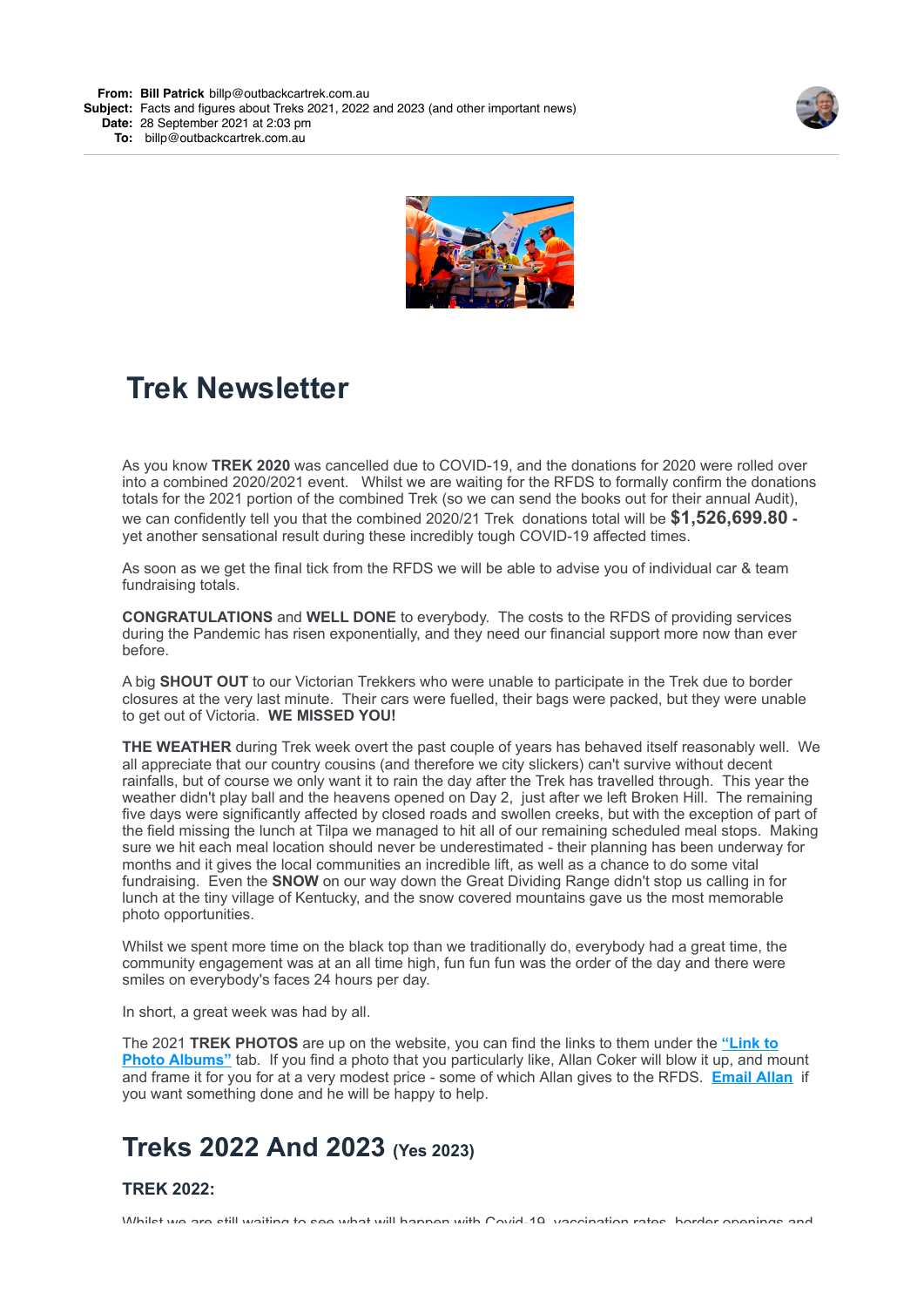**From:** **Bill Patrick** billp@outbackcartrek.com.au
**Subject:** Facts and figures about Treks 2021, 2022 and 2023 (and other important news)
**Date:** 28 September 2021 at 2:03 pm
**To:** billp@outbackcartrek.com.au

# Trek Newsletter

As you know **TREK 2020** was cancelled due to COVID-19, and the donations for 2020 were rolled over into a combined 2020/2021 event. Whilst we are waiting for the RFDS to formally confirm the donations totals for the 2021 portion of the combined Trek (so we can send the books out for their annual Audit), we can confidently tell you that the combined 2020/21 Trek donations total will be **$1,526,699.80** - yet another sensational result during these incredibly tough COVID-19 affected times.

As soon as we get the final tick from the RFDS we will be able to advise you of individual car & team fundraising totals.

**CONGRATULATIONS** and **WELL DONE** to everybody. The costs to the RFDS of providing services during the Pandemic has risen exponentially, and they need our financial support more now than ever before.

A big **SHOUT OUT** to our Victorian Trekkers who were unable to participate in the Trek due to border closures at the very last minute. Their cars were fuelled, their bags were packed, but they were unable to get out of Victoria. **WE MISSED YOU!**

**THE WEATHER** during Trek week overt the past couple of years has behaved itself reasonably well. We all appreciate that our country cousins (and therefore we city slickers) can't survive without decent rainfalls, but of course we only want it to rain the day after the Trek has travelled through. This year the weather didn't play ball and the heavens opened on Day 2, just after we left Broken Hill. The remaining five days were significantly affected by closed roads and swollen creeks, but with the exception of part of the field missing the lunch at Tilpa we managed to hit all of our remaining scheduled meal stops. Making sure we hit each meal location should never be underestimated - their planning has been underway for months and it gives the local communities an incredible lift, as well as a chance to do some vital fundraising. Even the **SNOW** on our way down the Great Dividing Range didn't stop us calling in for lunch at the tiny village of Kentucky, and the snow covered mountains gave us the most memorable photo opportunities.

Whilst we spent more time on the black top than we traditionally do, everybody had a great time, the community engagement was at an all time high, fun fun fun was the order of the day and there were smiles on everybody's faces 24 hours per day.

In short, a great week was had by all.

The 2021 **TREK PHOTOS** are up on the website, you can find the links to them under the **"Link to Photo Albums"** tab. If you find a photo that you particularly like, Allan Coker will blow it up, and mount and frame it for you for at a very modest price - some of which Allan gives to the RFDS. **Email Allan** if you want something done and he will be happy to help.

## Treks 2022 And 2023 (Yes 2023)

### TREK 2022:

Whilst we are still waiting to see what will happen with Covid-19, vaccination rates, border openings and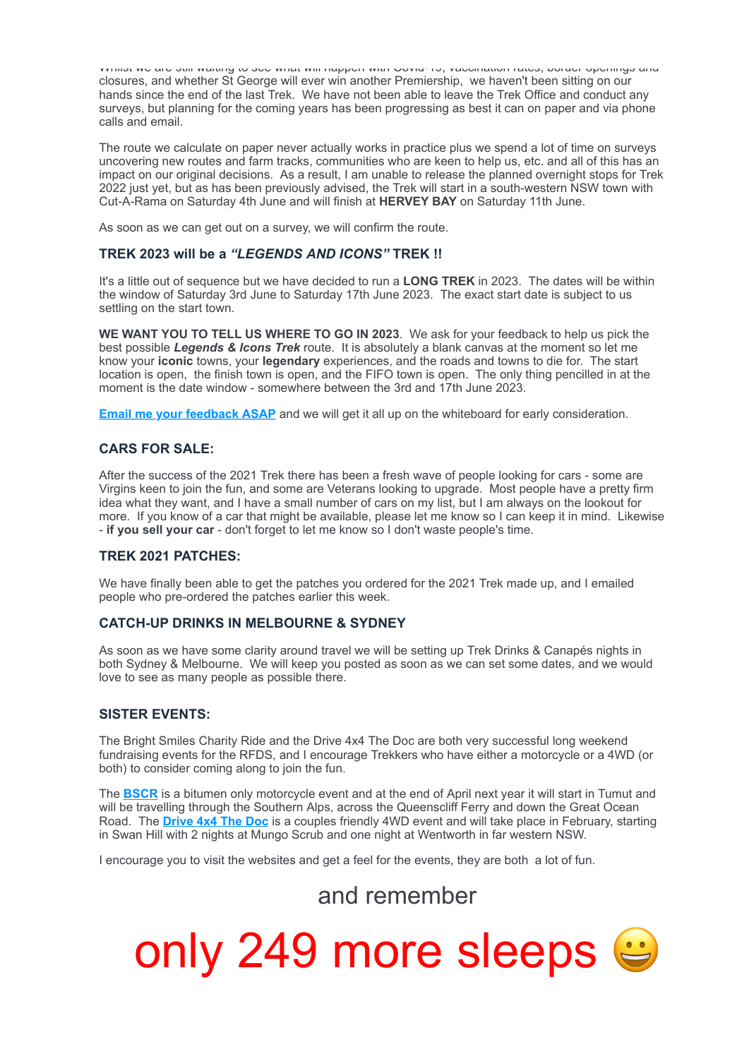Whilst we are still waiting to see what will happen with Covid-19, vaccination rates, border openings and closures, and whether St George will ever win another Premiership, we haven't been sitting on our hands since the end of the last Trek. We have not been able to leave the Trek Office and conduct any surveys, but planning for the coming years has been progressing as best it can on paper and via phone calls and email.

The route we calculate on paper never actually works in practice plus we spend a lot of time on surveys uncovering new routes and farm tracks, communities who are keen to help us, etc. and all of this has an impact on our original decisions. As a result, I am unable to release the planned overnight stops for Trek 2022 just yet, but as has been previously advised, the Trek will start in a south-western NSW town with Cut-A-Rama on Saturday 4th June and will finish at **HERVEY BAY** on Saturday 11th June.

As soon as we can get out on a survey, we will confirm the route.

### TREK 2023 will be a *"LEGENDS AND ICONS"* TREK !!

It's a little out of sequence but we have decided to run a **LONG TREK** in 2023. The dates will be within the window of Saturday 3rd June to Saturday 17th June 2023. The exact start date is subject to us settling on the start town.

**WE WANT YOU TO TELL US WHERE TO GO IN 2023**. We ask for your feedback to help us pick the best possible ***Legends & Icons Trek*** route. It is absolutely a blank canvas at the moment so let me know your **iconic** towns, your **legendary** experiences, and the roads and towns to die for. The start location is open, the finish town is open, and the FIFO town is open. The only thing pencilled in at the moment is the date window - somewhere between the 3rd and 17th June 2023.

**Email me your feedback ASAP** and we will get it all up on the whiteboard for early consideration.

### CARS FOR SALE:

After the success of the 2021 Trek there has been a fresh wave of people looking for cars - some are Virgins keen to join the fun, and some are Veterans looking to upgrade. Most people have a pretty firm idea what they want, and I have a small number of cars on my list, but I am always on the lookout for more. If you know of a car that might be available, please let me know so I can keep it in mind. Likewise - **if you sell your car** - don't forget to let me know so I don't waste people's time.

### TREK 2021 PATCHES:

We have finally been able to get the patches you ordered for the 2021 Trek made up, and I emailed people who pre-ordered the patches earlier this week.

### CATCH-UP DRINKS IN MELBOURNE & SYDNEY

As soon as we have some clarity around travel we will be setting up Trek Drinks & Canapés nights in both Sydney & Melbourne. We will keep you posted as soon as we can set some dates, and we would love to see as many people as possible there.

### SISTER EVENTS:

The Bright Smiles Charity Ride and the Drive 4x4 The Doc are both very successful long weekend fundraising events for the RFDS, and I encourage Trekkers who have either a motorcycle or a 4WD (or both) to consider coming along to join the fun.

The **BSCR** is a bitumen only motorcycle event and at the end of April next year it will start in Tumut and will be travelling through the Southern Alps, across the Queenscliff Ferry and down the Great Ocean Road. The **Drive 4x4 The Doc** is a couples friendly 4WD event and will take place in February, starting in Swan Hill with 2 nights at Mungo Scrub and one night at Wentworth in far western NSW.

I encourage you to visit the websites and get a feel for the events, they are both a lot of fun.

and remember

# only 249 more sleeps 😀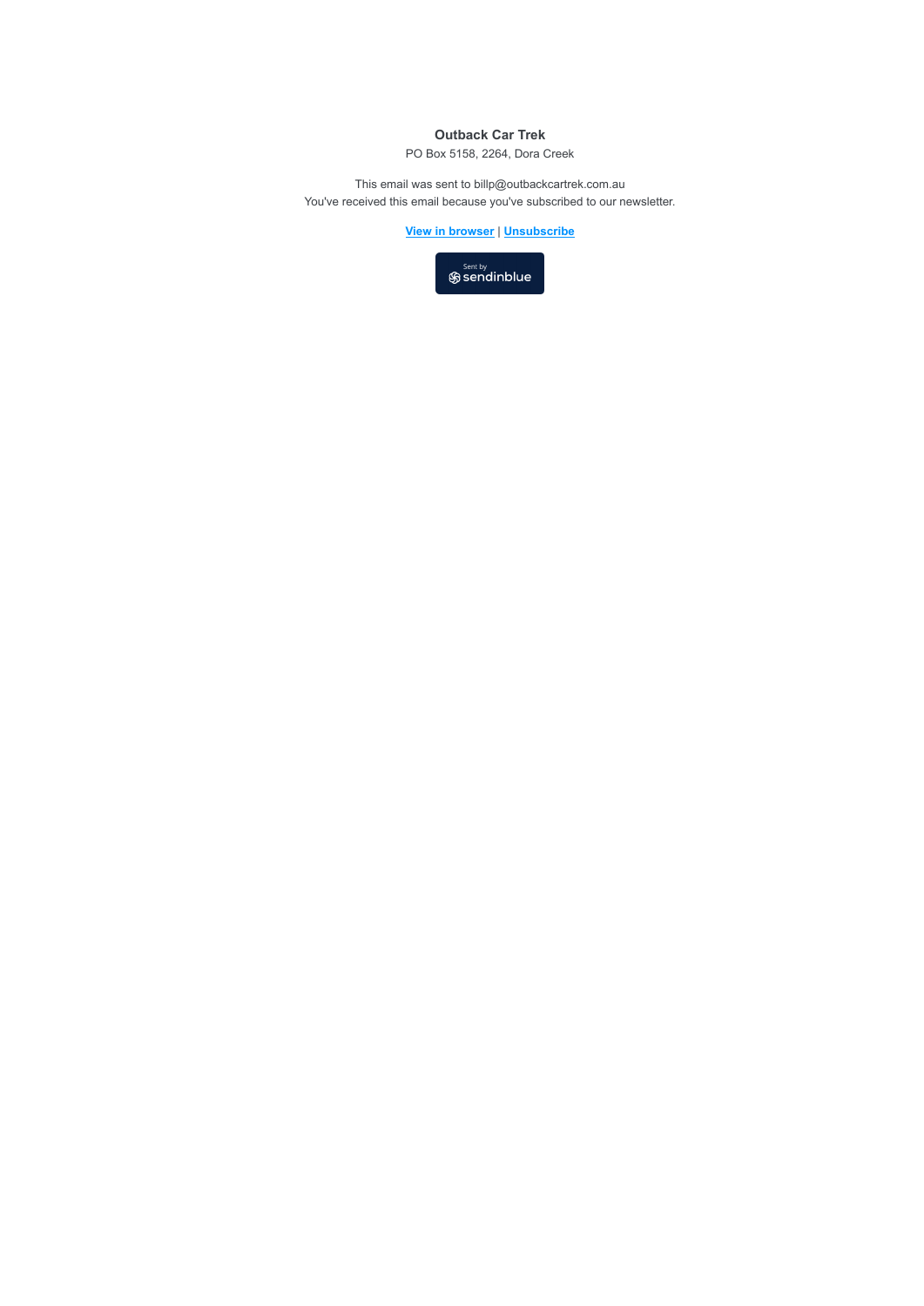**Outback Car Trek**

PO Box 5158, 2264, Dora Creek

This email was sent to billp@outbackcartrek.com.au

You've received this email because you've subscribed to our newsletter.

**View in browser** | **Unsubscribe**

Sent by sendinblue